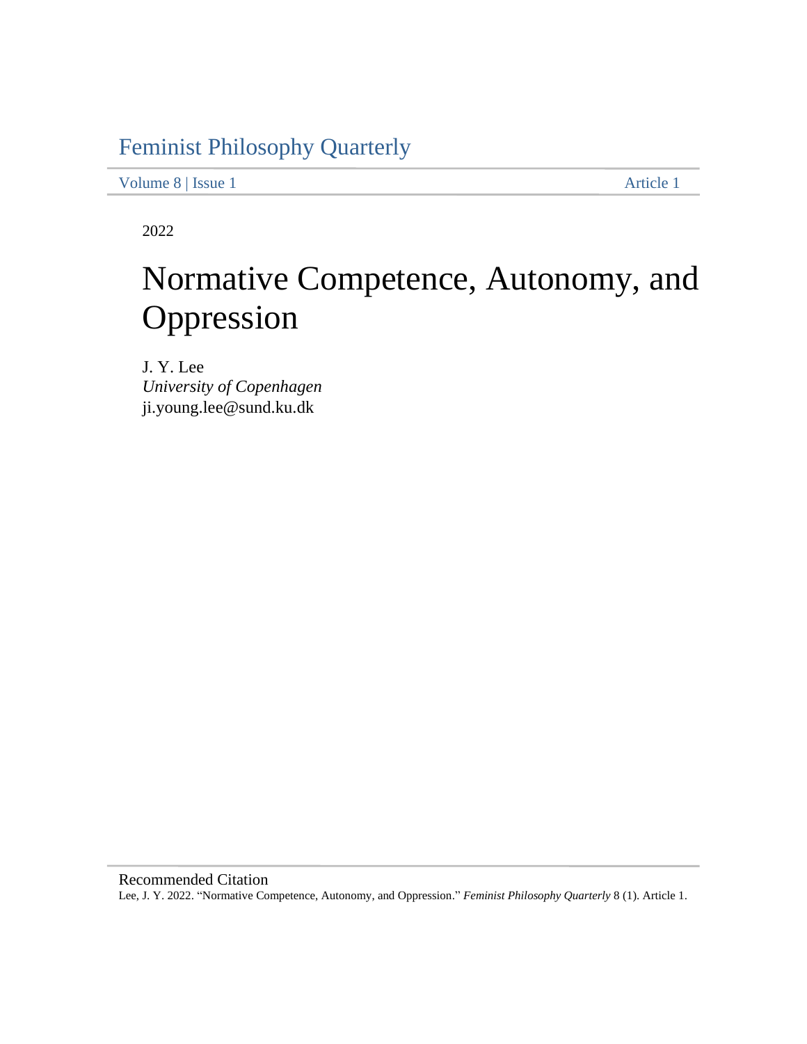Feminist Philosophy Quarterly

Volume 8 | Issue 1 Article 1

2022

# Normative Competence, Autonomy, and Oppression

J. Y. Lee
*University of Copenhagen*
ji.young.lee@sund.ku.dk

Recommended Citation
Lee, J. Y. 2022. "Normative Competence, Autonomy, and Oppression." *Feminist Philosophy Quarterly* 8 (1). Article 1.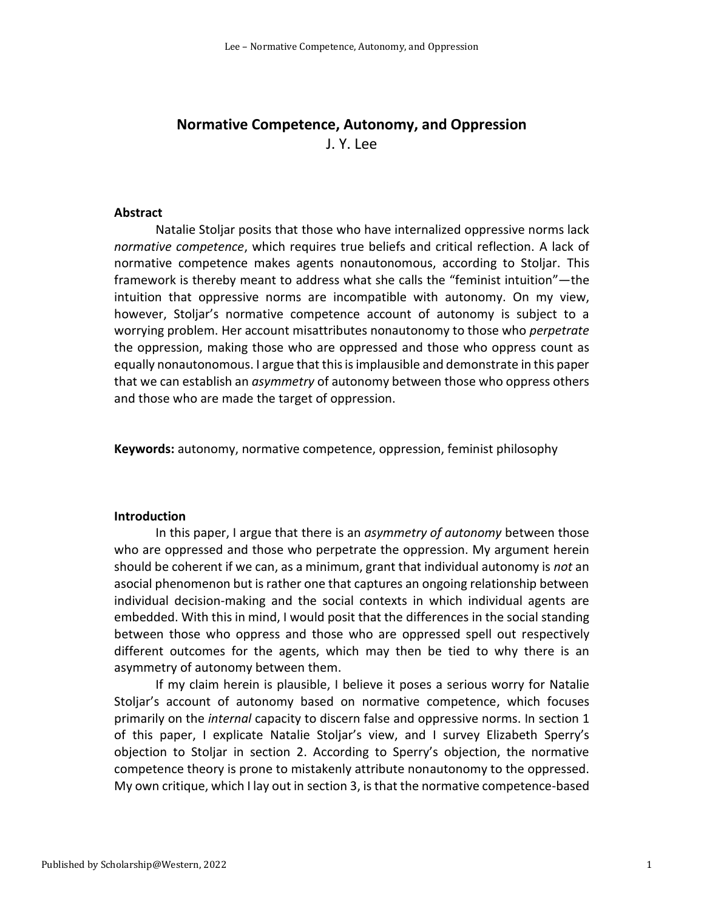# Normative Competence, Autonomy, and Oppression

J. Y. Lee

### Abstract

Natalie Stoljar posits that those who have internalized oppressive norms lack *normative competence*, which requires true beliefs and critical reflection. A lack of normative competence makes agents nonautonomous, according to Stoljar. This framework is thereby meant to address what she calls the "feminist intuition"—the intuition that oppressive norms are incompatible with autonomy. On my view, however, Stoljar's normative competence account of autonomy is subject to a worrying problem. Her account misattributes nonautonomy to those who *perpetrate* the oppression, making those who are oppressed and those who oppress count as equally nonautonomous. I argue that this is implausible and demonstrate in this paper that we can establish an *asymmetry* of autonomy between those who oppress others and those who are made the target of oppression.

**Keywords:** autonomy, normative competence, oppression, feminist philosophy

### Introduction

In this paper, I argue that there is an *asymmetry of autonomy* between those who are oppressed and those who perpetrate the oppression. My argument herein should be coherent if we can, as a minimum, grant that individual autonomy is *not* an asocial phenomenon but is rather one that captures an ongoing relationship between individual decision-making and the social contexts in which individual agents are embedded. With this in mind, I would posit that the differences in the social standing between those who oppress and those who are oppressed spell out respectively different outcomes for the agents, which may then be tied to why there is an asymmetry of autonomy between them.

If my claim herein is plausible, I believe it poses a serious worry for Natalie Stoljar's account of autonomy based on normative competence, which focuses primarily on the *internal* capacity to discern false and oppressive norms. In section 1 of this paper, I explicate Natalie Stoljar's view, and I survey Elizabeth Sperry's objection to Stoljar in section 2. According to Sperry's objection, the normative competence theory is prone to mistakenly attribute nonautonomy to the oppressed. My own critique, which I lay out in section 3, is that the normative competence-based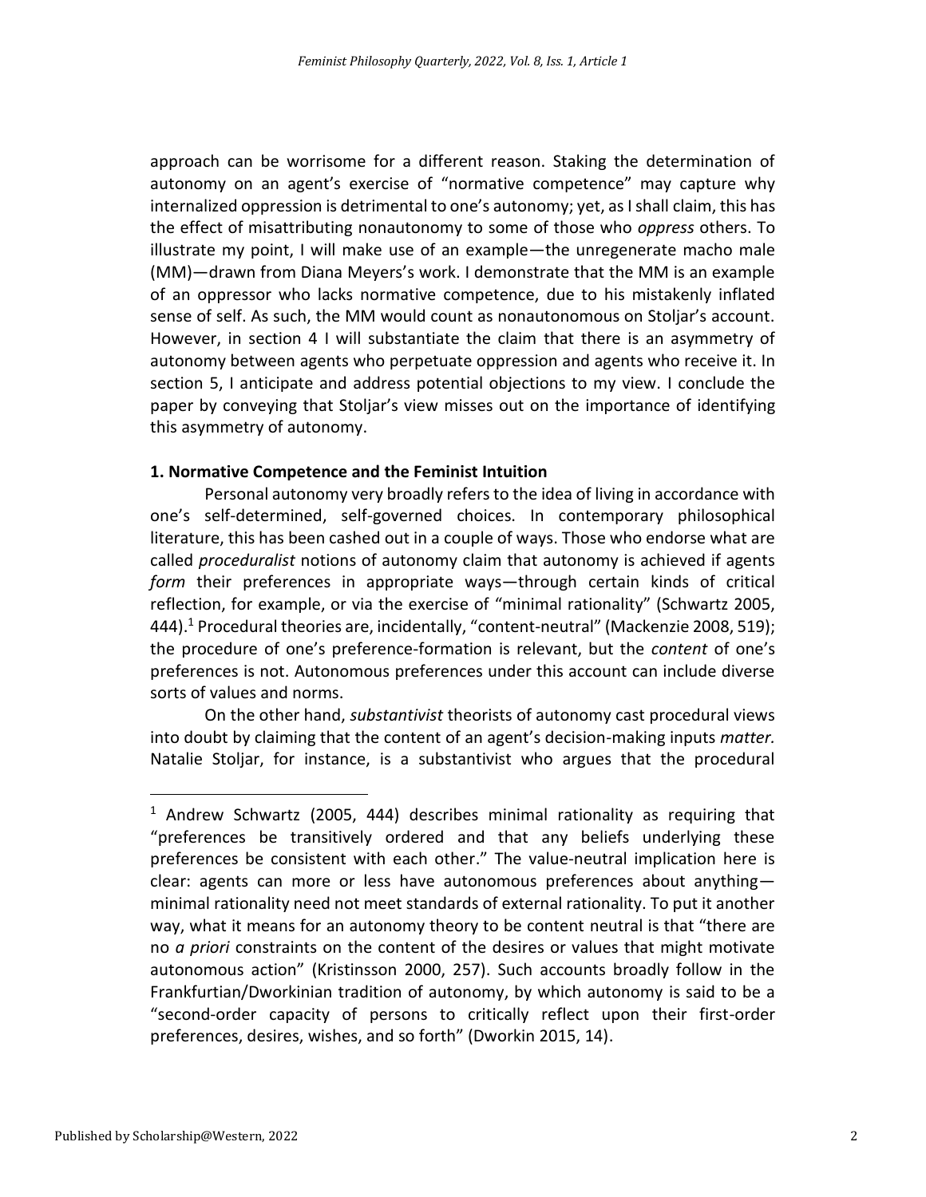approach can be worrisome for a different reason. Staking the determination of autonomy on an agent's exercise of "normative competence" may capture why internalized oppression is detrimental to one's autonomy; yet, as I shall claim, this has the effect of misattributing nonautonomy to some of those who *oppress* others. To illustrate my point, I will make use of an example—the unregenerate macho male (MM)—drawn from Diana Meyers's work. I demonstrate that the MM is an example of an oppressor who lacks normative competence, due to his mistakenly inflated sense of self. As such, the MM would count as nonautonomous on Stoljar's account. However, in section 4 I will substantiate the claim that there is an asymmetry of autonomy between agents who perpetuate oppression and agents who receive it. In section 5, I anticipate and address potential objections to my view. I conclude the paper by conveying that Stoljar's view misses out on the importance of identifying this asymmetry of autonomy.

## 1. Normative Competence and the Feminist Intuition

Personal autonomy very broadly refers to the idea of living in accordance with one's self-determined, self-governed choices. In contemporary philosophical literature, this has been cashed out in a couple of ways. Those who endorse what are called *proceduralist* notions of autonomy claim that autonomy is achieved if agents *form* their preferences in appropriate ways—through certain kinds of critical reflection, for example, or via the exercise of "minimal rationality" (Schwartz 2005, 444).[1] Procedural theories are, incidentally, "content-neutral" (Mackenzie 2008, 519); the procedure of one's preference-formation is relevant, but the *content* of one's preferences is not. Autonomous preferences under this account can include diverse sorts of values and norms.

On the other hand, *substantivist* theorists of autonomy cast procedural views into doubt by claiming that the content of an agent's decision-making inputs *matter.* Natalie Stoljar, for instance, is a substantivist who argues that the procedural

---

[1] Andrew Schwartz (2005, 444) describes minimal rationality as requiring that "preferences be transitively ordered and that any beliefs underlying these preferences be consistent with each other." The value-neutral implication here is clear: agents can more or less have autonomous preferences about anything—minimal rationality need not meet standards of external rationality. To put it another way, what it means for an autonomy theory to be content neutral is that "there are no *a priori* constraints on the content of the desires or values that might motivate autonomous action" (Kristinsson 2000, 257). Such accounts broadly follow in the Frankfurtian/Dworkinian tradition of autonomy, by which autonomy is said to be a "second-order capacity of persons to critically reflect upon their first-order preferences, desires, wishes, and so forth" (Dworkin 2015, 14).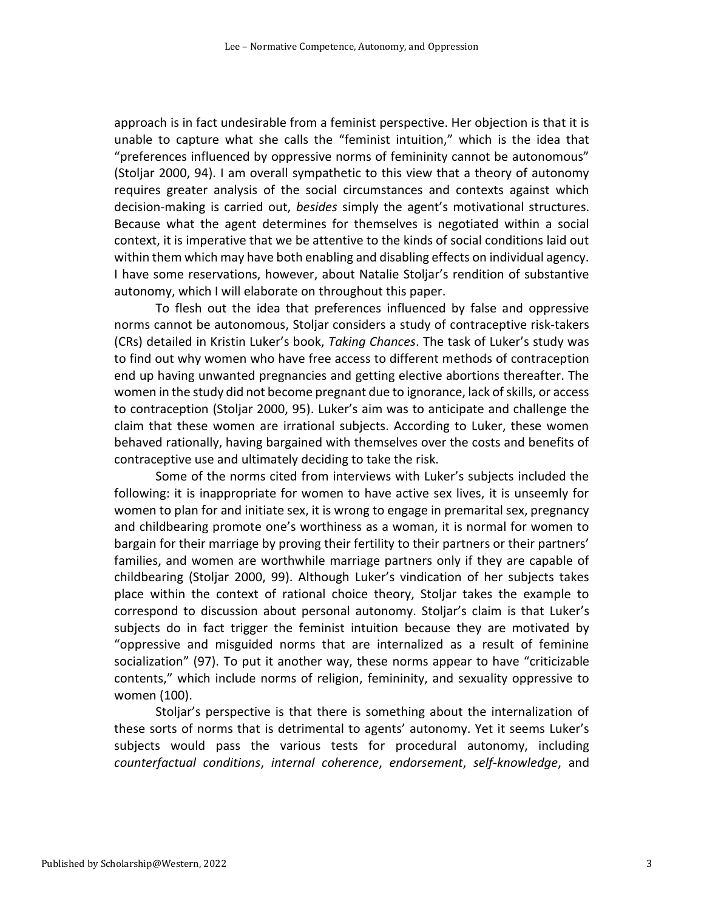approach is in fact undesirable from a feminist perspective. Her objection is that it is unable to capture what she calls the "feminist intuition," which is the idea that "preferences influenced by oppressive norms of femininity cannot be autonomous" (Stoljar 2000, 94). I am overall sympathetic to this view that a theory of autonomy requires greater analysis of the social circumstances and contexts against which decision-making is carried out, *besides* simply the agent's motivational structures. Because what the agent determines for themselves is negotiated within a social context, it is imperative that we be attentive to the kinds of social conditions laid out within them which may have both enabling and disabling effects on individual agency. I have some reservations, however, about Natalie Stoljar's rendition of substantive autonomy, which I will elaborate on throughout this paper.

To flesh out the idea that preferences influenced by false and oppressive norms cannot be autonomous, Stoljar considers a study of contraceptive risk-takers (CRs) detailed in Kristin Luker's book, *Taking Chances*. The task of Luker's study was to find out why women who have free access to different methods of contraception end up having unwanted pregnancies and getting elective abortions thereafter. The women in the study did not become pregnant due to ignorance, lack of skills, or access to contraception (Stoljar 2000, 95). Luker's aim was to anticipate and challenge the claim that these women are irrational subjects. According to Luker, these women behaved rationally, having bargained with themselves over the costs and benefits of contraceptive use and ultimately deciding to take the risk.

Some of the norms cited from interviews with Luker's subjects included the following: it is inappropriate for women to have active sex lives, it is unseemly for women to plan for and initiate sex, it is wrong to engage in premarital sex, pregnancy and childbearing promote one's worthiness as a woman, it is normal for women to bargain for their marriage by proving their fertility to their partners or their partners' families, and women are worthwhile marriage partners only if they are capable of childbearing (Stoljar 2000, 99). Although Luker's vindication of her subjects takes place within the context of rational choice theory, Stoljar takes the example to correspond to discussion about personal autonomy. Stoljar's claim is that Luker's subjects do in fact trigger the feminist intuition because they are motivated by "oppressive and misguided norms that are internalized as a result of feminine socialization" (97). To put it another way, these norms appear to have "criticizable contents," which include norms of religion, femininity, and sexuality oppressive to women (100).

Stoljar's perspective is that there is something about the internalization of these sorts of norms that is detrimental to agents' autonomy. Yet it seems Luker's subjects would pass the various tests for procedural autonomy, including *counterfactual conditions*, *internal coherence*, *endorsement*, *self-knowledge*, and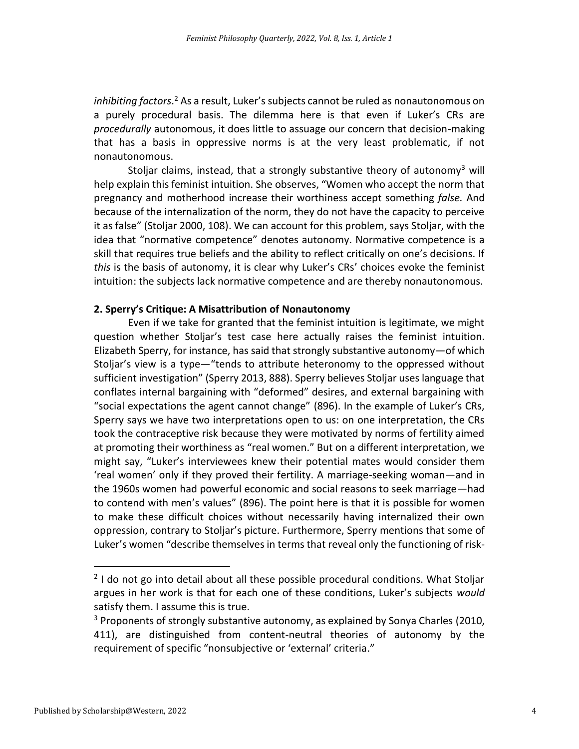*inhibiting factors*.[2] As a result, Luker's subjects cannot be ruled as nonautonomous on a purely procedural basis. The dilemma here is that even if Luker's CRs are *procedurally* autonomous, it does little to assuage our concern that decision-making that has a basis in oppressive norms is at the very least problematic, if not nonautonomous.

Stoljar claims, instead, that a strongly substantive theory of autonomy[3] will help explain this feminist intuition. She observes, "Women who accept the norm that pregnancy and motherhood increase their worthiness accept something *false.* And because of the internalization of the norm, they do not have the capacity to perceive it as false" (Stoljar 2000, 108). We can account for this problem, says Stoljar, with the idea that "normative competence" denotes autonomy. Normative competence is a skill that requires true beliefs and the ability to reflect critically on one's decisions. If *this* is the basis of autonomy, it is clear why Luker's CRs' choices evoke the feminist intuition: the subjects lack normative competence and are thereby nonautonomous.

## 2. Sperry's Critique: A Misattribution of Nonautonomy

Even if we take for granted that the feminist intuition is legitimate, we might question whether Stoljar's test case here actually raises the feminist intuition. Elizabeth Sperry, for instance, has said that strongly substantive autonomy—of which Stoljar's view is a type—"tends to attribute heteronomy to the oppressed without sufficient investigation" (Sperry 2013, 888). Sperry believes Stoljar uses language that conflates internal bargaining with "deformed" desires, and external bargaining with "social expectations the agent cannot change" (896). In the example of Luker's CRs, Sperry says we have two interpretations open to us: on one interpretation, the CRs took the contraceptive risk because they were motivated by norms of fertility aimed at promoting their worthiness as "real women." But on a different interpretation, we might say, "Luker's interviewees knew their potential mates would consider them 'real women' only if they proved their fertility. A marriage-seeking woman—and in the 1960s women had powerful economic and social reasons to seek marriage—had to contend with men's values" (896). The point here is that it is possible for women to make these difficult choices without necessarily having internalized their own oppression, contrary to Stoljar's picture. Furthermore, Sperry mentions that some of Luker's women "describe themselves in terms that reveal only the functioning of risk-

---

[2] I do not go into detail about all these possible procedural conditions. What Stoljar argues in her work is that for each one of these conditions, Luker's subjects *would* satisfy them. I assume this is true.

[3] Proponents of strongly substantive autonomy, as explained by Sonya Charles (2010, 411), are distinguished from content-neutral theories of autonomy by the requirement of specific "nonsubjective or 'external' criteria."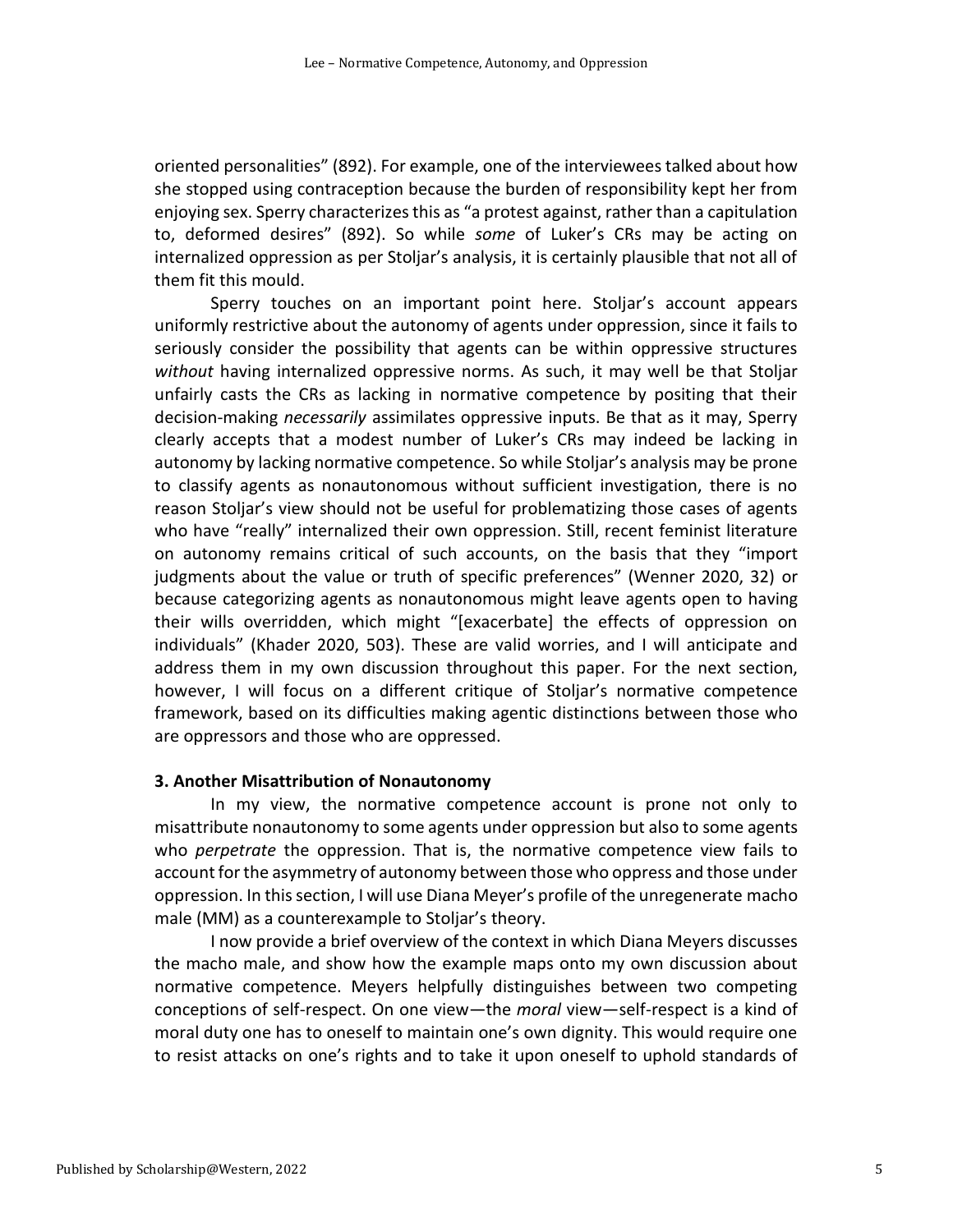oriented personalities" (892). For example, one of the interviewees talked about how she stopped using contraception because the burden of responsibility kept her from enjoying sex. Sperry characterizes this as "a protest against, rather than a capitulation to, deformed desires" (892). So while *some* of Luker's CRs may be acting on internalized oppression as per Stoljar's analysis, it is certainly plausible that not all of them fit this mould.

Sperry touches on an important point here. Stoljar's account appears uniformly restrictive about the autonomy of agents under oppression, since it fails to seriously consider the possibility that agents can be within oppressive structures *without* having internalized oppressive norms. As such, it may well be that Stoljar unfairly casts the CRs as lacking in normative competence by positing that their decision-making *necessarily* assimilates oppressive inputs. Be that as it may, Sperry clearly accepts that a modest number of Luker's CRs may indeed be lacking in autonomy by lacking normative competence. So while Stoljar's analysis may be prone to classify agents as nonautonomous without sufficient investigation, there is no reason Stoljar's view should not be useful for problematizing those cases of agents who have "really" internalized their own oppression. Still, recent feminist literature on autonomy remains critical of such accounts, on the basis that they "import judgments about the value or truth of specific preferences" (Wenner 2020, 32) or because categorizing agents as nonautonomous might leave agents open to having their wills overridden, which might "[exacerbate] the effects of oppression on individuals" (Khader 2020, 503). These are valid worries, and I will anticipate and address them in my own discussion throughout this paper. For the next section, however, I will focus on a different critique of Stoljar's normative competence framework, based on its difficulties making agentic distinctions between those who are oppressors and those who are oppressed.

### 3. Another Misattribution of Nonautonomy

In my view, the normative competence account is prone not only to misattribute nonautonomy to some agents under oppression but also to some agents who *perpetrate* the oppression. That is, the normative competence view fails to account for the asymmetry of autonomy between those who oppress and those under oppression. In this section, I will use Diana Meyer's profile of the unregenerate macho male (MM) as a counterexample to Stoljar's theory.

I now provide a brief overview of the context in which Diana Meyers discusses the macho male, and show how the example maps onto my own discussion about normative competence. Meyers helpfully distinguishes between two competing conceptions of self-respect. On one view—the *moral* view—self-respect is a kind of moral duty one has to oneself to maintain one's own dignity. This would require one to resist attacks on one's rights and to take it upon oneself to uphold standards of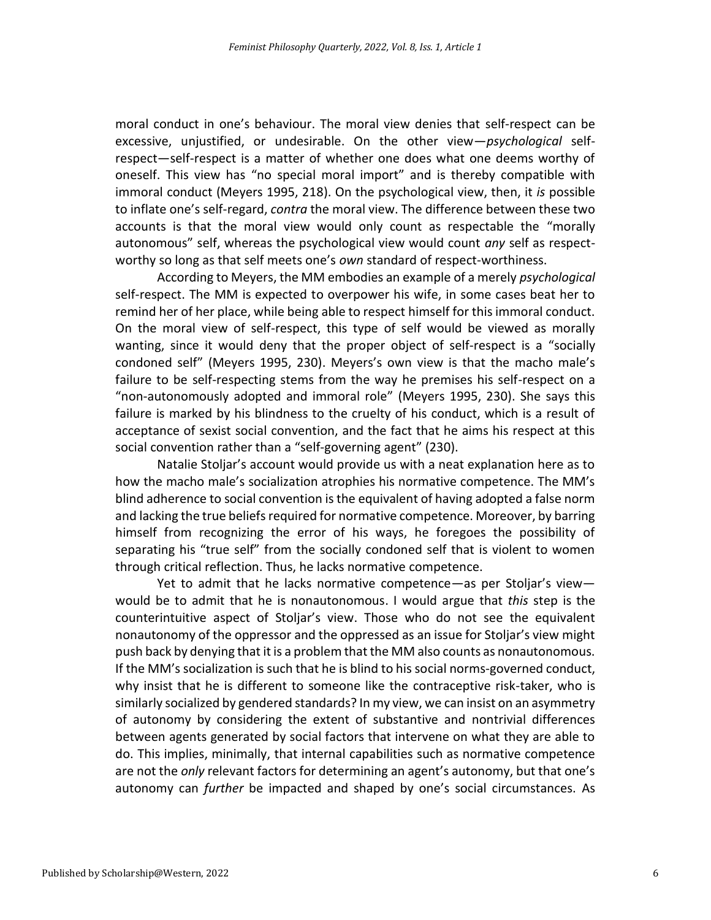moral conduct in one's behaviour. The moral view denies that self-respect can be excessive, unjustified, or undesirable. On the other view—*psychological* self-respect—self-respect is a matter of whether one does what one deems worthy of oneself. This view has "no special moral import" and is thereby compatible with immoral conduct (Meyers 1995, 218). On the psychological view, then, it *is* possible to inflate one's self-regard, *contra* the moral view. The difference between these two accounts is that the moral view would only count as respectable the "morally autonomous" self, whereas the psychological view would count *any* self as respect-worthy so long as that self meets one's *own* standard of respect-worthiness.

According to Meyers, the MM embodies an example of a merely *psychological* self-respect. The MM is expected to overpower his wife, in some cases beat her to remind her of her place, while being able to respect himself for this immoral conduct. On the moral view of self-respect, this type of self would be viewed as morally wanting, since it would deny that the proper object of self-respect is a "socially condoned self" (Meyers 1995, 230). Meyers's own view is that the macho male's failure to be self-respecting stems from the way he premises his self-respect on a "non-autonomously adopted and immoral role" (Meyers 1995, 230). She says this failure is marked by his blindness to the cruelty of his conduct, which is a result of acceptance of sexist social convention, and the fact that he aims his respect at this social convention rather than a "self-governing agent" (230).

Natalie Stoljar's account would provide us with a neat explanation here as to how the macho male's socialization atrophies his normative competence. The MM's blind adherence to social convention is the equivalent of having adopted a false norm and lacking the true beliefs required for normative competence. Moreover, by barring himself from recognizing the error of his ways, he foregoes the possibility of separating his "true self" from the socially condoned self that is violent to women through critical reflection. Thus, he lacks normative competence.

Yet to admit that he lacks normative competence—as per Stoljar's view—would be to admit that he is nonautonomous. I would argue that *this* step is the counterintuitive aspect of Stoljar's view. Those who do not see the equivalent nonautonomy of the oppressor and the oppressed as an issue for Stoljar's view might push back by denying that it is a problem that the MM also counts as nonautonomous. If the MM's socialization is such that he is blind to his social norms-governed conduct, why insist that he is different to someone like the contraceptive risk-taker, who is similarly socialized by gendered standards? In my view, we can insist on an asymmetry of autonomy by considering the extent of substantive and nontrivial differences between agents generated by social factors that intervene on what they are able to do. This implies, minimally, that internal capabilities such as normative competence are not the *only* relevant factors for determining an agent's autonomy, but that one's autonomy can *further* be impacted and shaped by one's social circumstances. As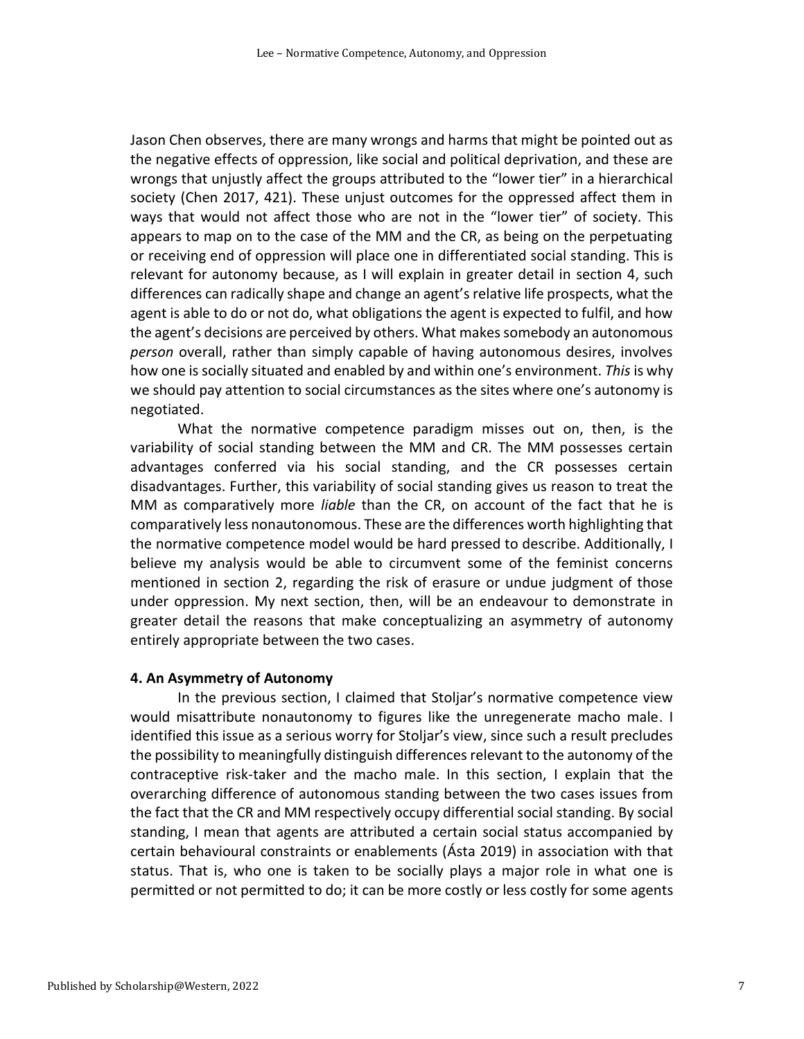Jason Chen observes, there are many wrongs and harms that might be pointed out as the negative effects of oppression, like social and political deprivation, and these are wrongs that unjustly affect the groups attributed to the "lower tier" in a hierarchical society (Chen 2017, 421). These unjust outcomes for the oppressed affect them in ways that would not affect those who are not in the "lower tier" of society. This appears to map on to the case of the MM and the CR, as being on the perpetuating or receiving end of oppression will place one in differentiated social standing. This is relevant for autonomy because, as I will explain in greater detail in section 4, such differences can radically shape and change an agent's relative life prospects, what the agent is able to do or not do, what obligations the agent is expected to fulfil, and how the agent's decisions are perceived by others. What makes somebody an autonomous *person* overall, rather than simply capable of having autonomous desires, involves how one is socially situated and enabled by and within one's environment. *This* is why we should pay attention to social circumstances as the sites where one's autonomy is negotiated.

What the normative competence paradigm misses out on, then, is the variability of social standing between the MM and CR. The MM possesses certain advantages conferred via his social standing, and the CR possesses certain disadvantages. Further, this variability of social standing gives us reason to treat the MM as comparatively more *liable* than the CR, on account of the fact that he is comparatively less nonautonomous. These are the differences worth highlighting that the normative competence model would be hard pressed to describe. Additionally, I believe my analysis would be able to circumvent some of the feminist concerns mentioned in section 2, regarding the risk of erasure or undue judgment of those under oppression. My next section, then, will be an endeavour to demonstrate in greater detail the reasons that make conceptualizing an asymmetry of autonomy entirely appropriate between the two cases.

## 4. An Asymmetry of Autonomy

In the previous section, I claimed that Stoljar's normative competence view would misattribute nonautonomy to figures like the unregenerate macho male. I identified this issue as a serious worry for Stoljar's view, since such a result precludes the possibility to meaningfully distinguish differences relevant to the autonomy of the contraceptive risk-taker and the macho male. In this section, I explain that the overarching difference of autonomous standing between the two cases issues from the fact that the CR and MM respectively occupy differential social standing. By social standing, I mean that agents are attributed a certain social status accompanied by certain behavioural constraints or enablements (Ásta 2019) in association with that status. That is, who one is taken to be socially plays a major role in what one is permitted or not permitted to do; it can be more costly or less costly for some agents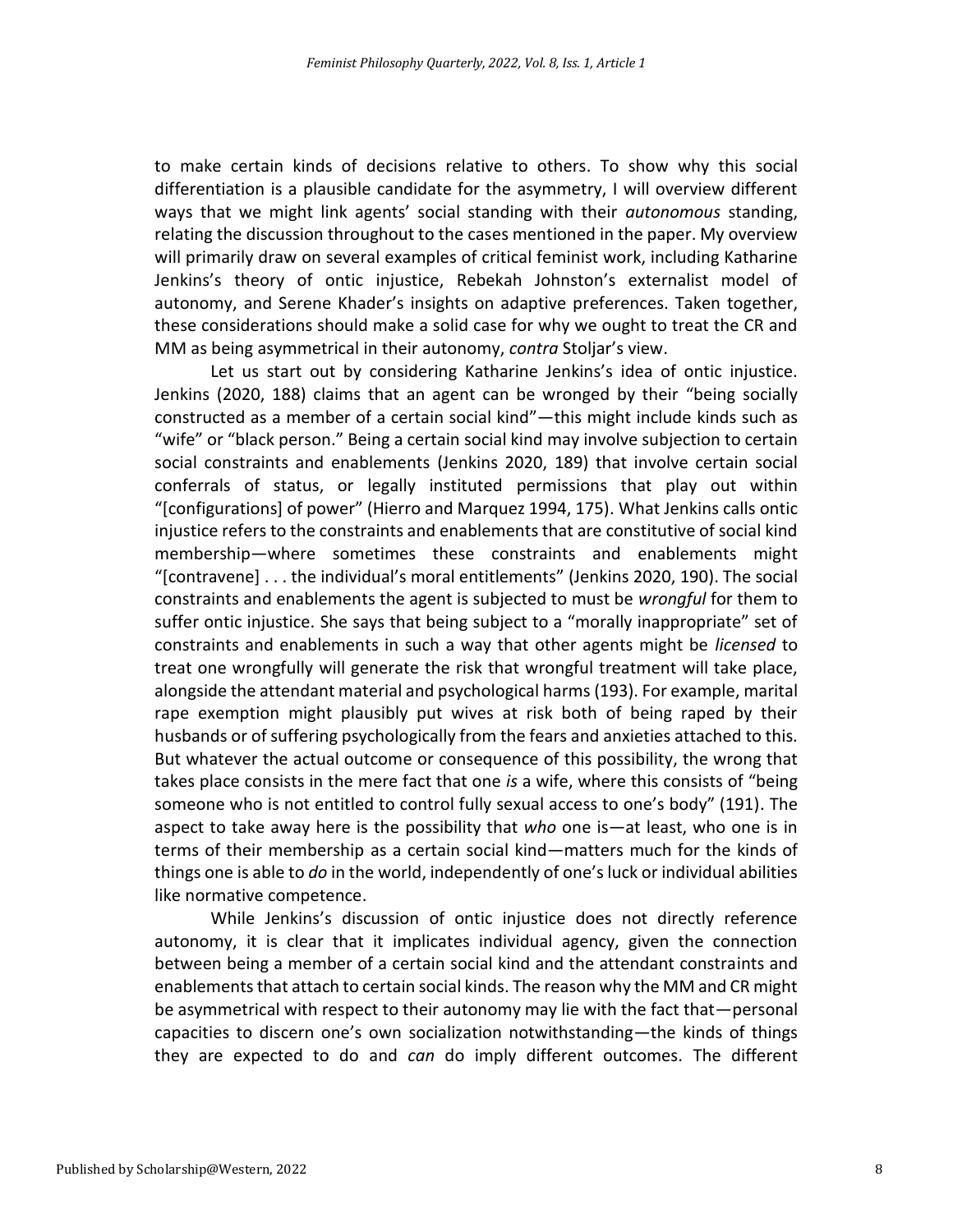to make certain kinds of decisions relative to others. To show why this social differentiation is a plausible candidate for the asymmetry, I will overview different ways that we might link agents' social standing with their *autonomous* standing, relating the discussion throughout to the cases mentioned in the paper. My overview will primarily draw on several examples of critical feminist work, including Katharine Jenkins's theory of ontic injustice, Rebekah Johnston's externalist model of autonomy, and Serene Khader's insights on adaptive preferences. Taken together, these considerations should make a solid case for why we ought to treat the CR and MM as being asymmetrical in their autonomy, *contra* Stoljar's view.

Let us start out by considering Katharine Jenkins's idea of ontic injustice. Jenkins (2020, 188) claims that an agent can be wronged by their "being socially constructed as a member of a certain social kind"—this might include kinds such as "wife" or "black person." Being a certain social kind may involve subjection to certain social constraints and enablements (Jenkins 2020, 189) that involve certain social conferrals of status, or legally instituted permissions that play out within "[configurations] of power" (Hierro and Marquez 1994, 175). What Jenkins calls ontic injustice refers to the constraints and enablements that are constitutive of social kind membership—where sometimes these constraints and enablements might "[contravene] . . . the individual's moral entitlements" (Jenkins 2020, 190). The social constraints and enablements the agent is subjected to must be *wrongful* for them to suffer ontic injustice. She says that being subject to a "morally inappropriate" set of constraints and enablements in such a way that other agents might be *licensed* to treat one wrongfully will generate the risk that wrongful treatment will take place, alongside the attendant material and psychological harms (193). For example, marital rape exemption might plausibly put wives at risk both of being raped by their husbands or of suffering psychologically from the fears and anxieties attached to this. But whatever the actual outcome or consequence of this possibility, the wrong that takes place consists in the mere fact that one *is* a wife, where this consists of "being someone who is not entitled to control fully sexual access to one's body" (191). The aspect to take away here is the possibility that *who* one is—at least, who one is in terms of their membership as a certain social kind—matters much for the kinds of things one is able to *do* in the world, independently of one's luck or individual abilities like normative competence.

While Jenkins's discussion of ontic injustice does not directly reference autonomy, it is clear that it implicates individual agency, given the connection between being a member of a certain social kind and the attendant constraints and enablements that attach to certain social kinds. The reason why the MM and CR might be asymmetrical with respect to their autonomy may lie with the fact that—personal capacities to discern one's own socialization notwithstanding—the kinds of things they are expected to do and *can* do imply different outcomes. The different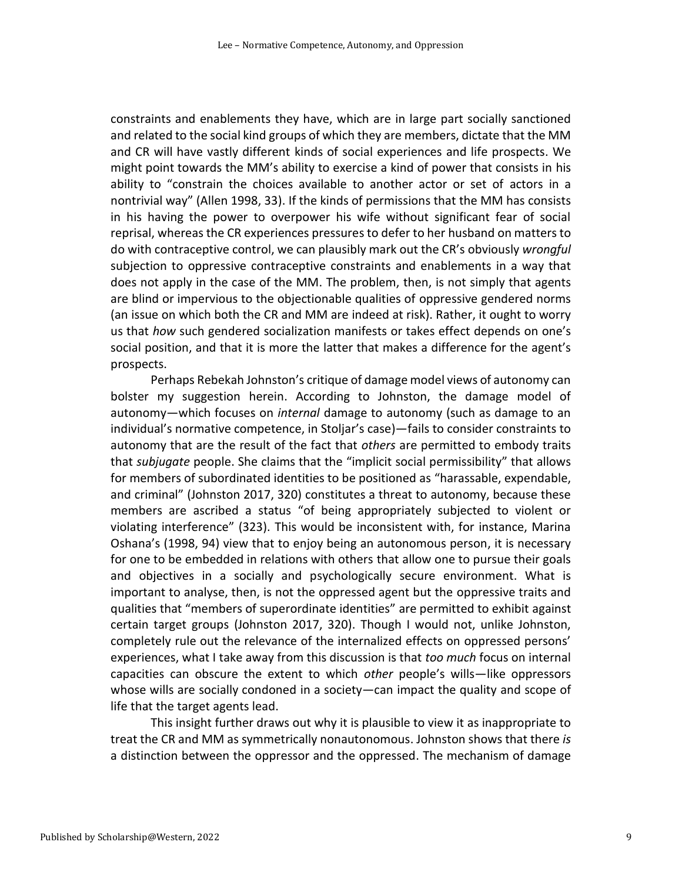constraints and enablements they have, which are in large part socially sanctioned and related to the social kind groups of which they are members, dictate that the MM and CR will have vastly different kinds of social experiences and life prospects. We might point towards the MM's ability to exercise a kind of power that consists in his ability to "constrain the choices available to another actor or set of actors in a nontrivial way" (Allen 1998, 33). If the kinds of permissions that the MM has consists in his having the power to overpower his wife without significant fear of social reprisal, whereas the CR experiences pressures to defer to her husband on matters to do with contraceptive control, we can plausibly mark out the CR's obviously *wrongful* subjection to oppressive contraceptive constraints and enablements in a way that does not apply in the case of the MM. The problem, then, is not simply that agents are blind or impervious to the objectionable qualities of oppressive gendered norms (an issue on which both the CR and MM are indeed at risk). Rather, it ought to worry us that *how* such gendered socialization manifests or takes effect depends on one's social position, and that it is more the latter that makes a difference for the agent's prospects.

Perhaps Rebekah Johnston's critique of damage model views of autonomy can bolster my suggestion herein. According to Johnston, the damage model of autonomy—which focuses on *internal* damage to autonomy (such as damage to an individual's normative competence, in Stoljar's case)—fails to consider constraints to autonomy that are the result of the fact that *others* are permitted to embody traits that *subjugate* people. She claims that the "implicit social permissibility" that allows for members of subordinated identities to be positioned as "harassable, expendable, and criminal" (Johnston 2017, 320) constitutes a threat to autonomy, because these members are ascribed a status "of being appropriately subjected to violent or violating interference" (323). This would be inconsistent with, for instance, Marina Oshana's (1998, 94) view that to enjoy being an autonomous person, it is necessary for one to be embedded in relations with others that allow one to pursue their goals and objectives in a socially and psychologically secure environment. What is important to analyse, then, is not the oppressed agent but the oppressive traits and qualities that "members of superordinate identities" are permitted to exhibit against certain target groups (Johnston 2017, 320). Though I would not, unlike Johnston, completely rule out the relevance of the internalized effects on oppressed persons' experiences, what I take away from this discussion is that *too much* focus on internal capacities can obscure the extent to which *other* people's wills—like oppressors whose wills are socially condoned in a society—can impact the quality and scope of life that the target agents lead.

This insight further draws out why it is plausible to view it as inappropriate to treat the CR and MM as symmetrically nonautonomous. Johnston shows that there *is* a distinction between the oppressor and the oppressed. The mechanism of damage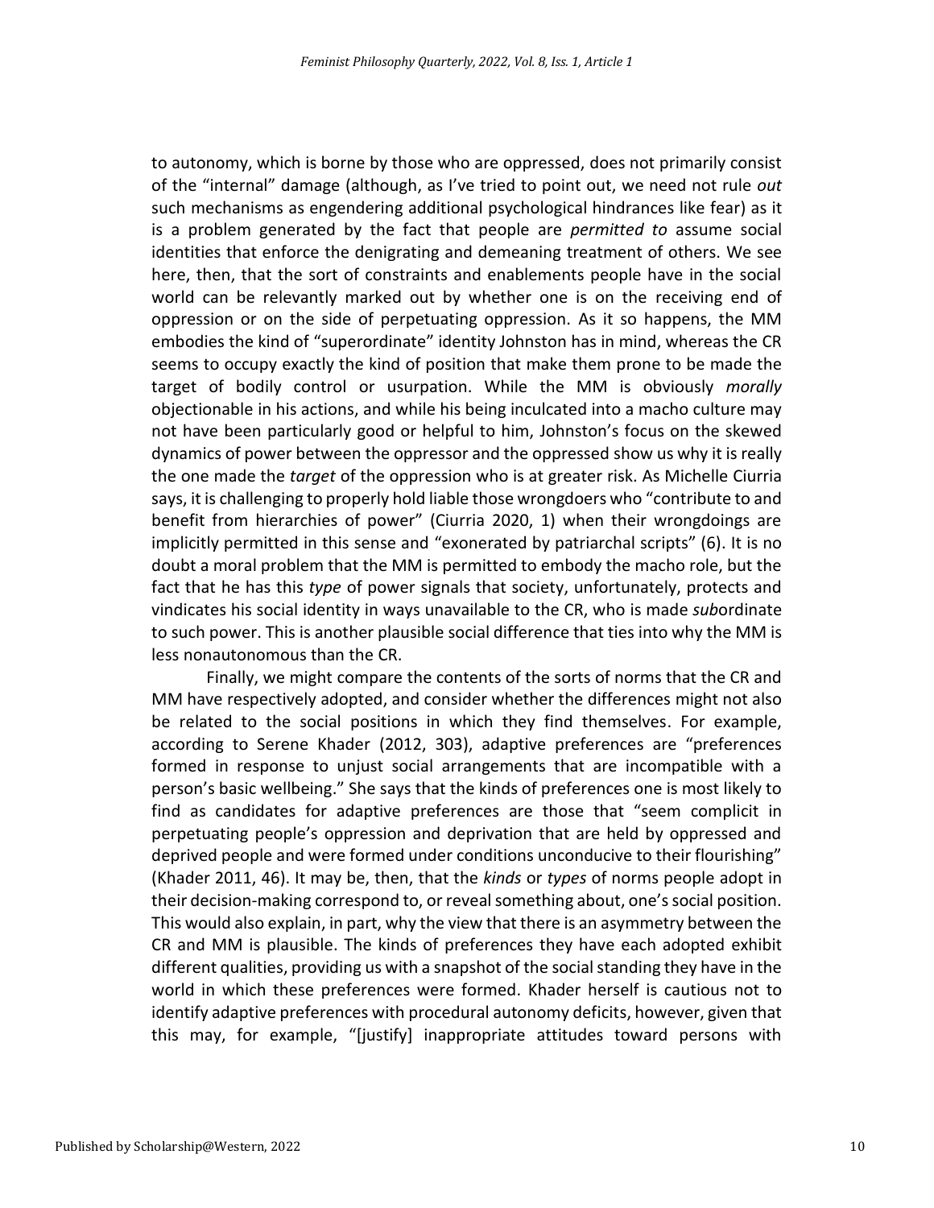to autonomy, which is borne by those who are oppressed, does not primarily consist of the "internal" damage (although, as I've tried to point out, we need not rule *out* such mechanisms as engendering additional psychological hindrances like fear) as it is a problem generated by the fact that people are *permitted to* assume social identities that enforce the denigrating and demeaning treatment of others. We see here, then, that the sort of constraints and enablements people have in the social world can be relevantly marked out by whether one is on the receiving end of oppression or on the side of perpetuating oppression. As it so happens, the MM embodies the kind of "superordinate" identity Johnston has in mind, whereas the CR seems to occupy exactly the kind of position that make them prone to be made the target of bodily control or usurpation. While the MM is obviously *morally* objectionable in his actions, and while his being inculcated into a macho culture may not have been particularly good or helpful to him, Johnston's focus on the skewed dynamics of power between the oppressor and the oppressed show us why it is really the one made the *target* of the oppression who is at greater risk. As Michelle Ciurria says, it is challenging to properly hold liable those wrongdoers who "contribute to and benefit from hierarchies of power" (Ciurria 2020, 1) when their wrongdoings are implicitly permitted in this sense and "exonerated by patriarchal scripts" (6). It is no doubt a moral problem that the MM is permitted to embody the macho role, but the fact that he has this *type* of power signals that society, unfortunately, protects and vindicates his social identity in ways unavailable to the CR, who is made *sub*ordinate to such power. This is another plausible social difference that ties into why the MM is less nonautonomous than the CR.

Finally, we might compare the contents of the sorts of norms that the CR and MM have respectively adopted, and consider whether the differences might not also be related to the social positions in which they find themselves. For example, according to Serene Khader (2012, 303), adaptive preferences are "preferences formed in response to unjust social arrangements that are incompatible with a person's basic wellbeing." She says that the kinds of preferences one is most likely to find as candidates for adaptive preferences are those that "seem complicit in perpetuating people's oppression and deprivation that are held by oppressed and deprived people and were formed under conditions unconducive to their flourishing" (Khader 2011, 46). It may be, then, that the *kinds* or *types* of norms people adopt in their decision-making correspond to, or reveal something about, one's social position. This would also explain, in part, why the view that there is an asymmetry between the CR and MM is plausible. The kinds of preferences they have each adopted exhibit different qualities, providing us with a snapshot of the social standing they have in the world in which these preferences were formed. Khader herself is cautious not to identify adaptive preferences with procedural autonomy deficits, however, given that this may, for example, "[justify] inappropriate attitudes toward persons with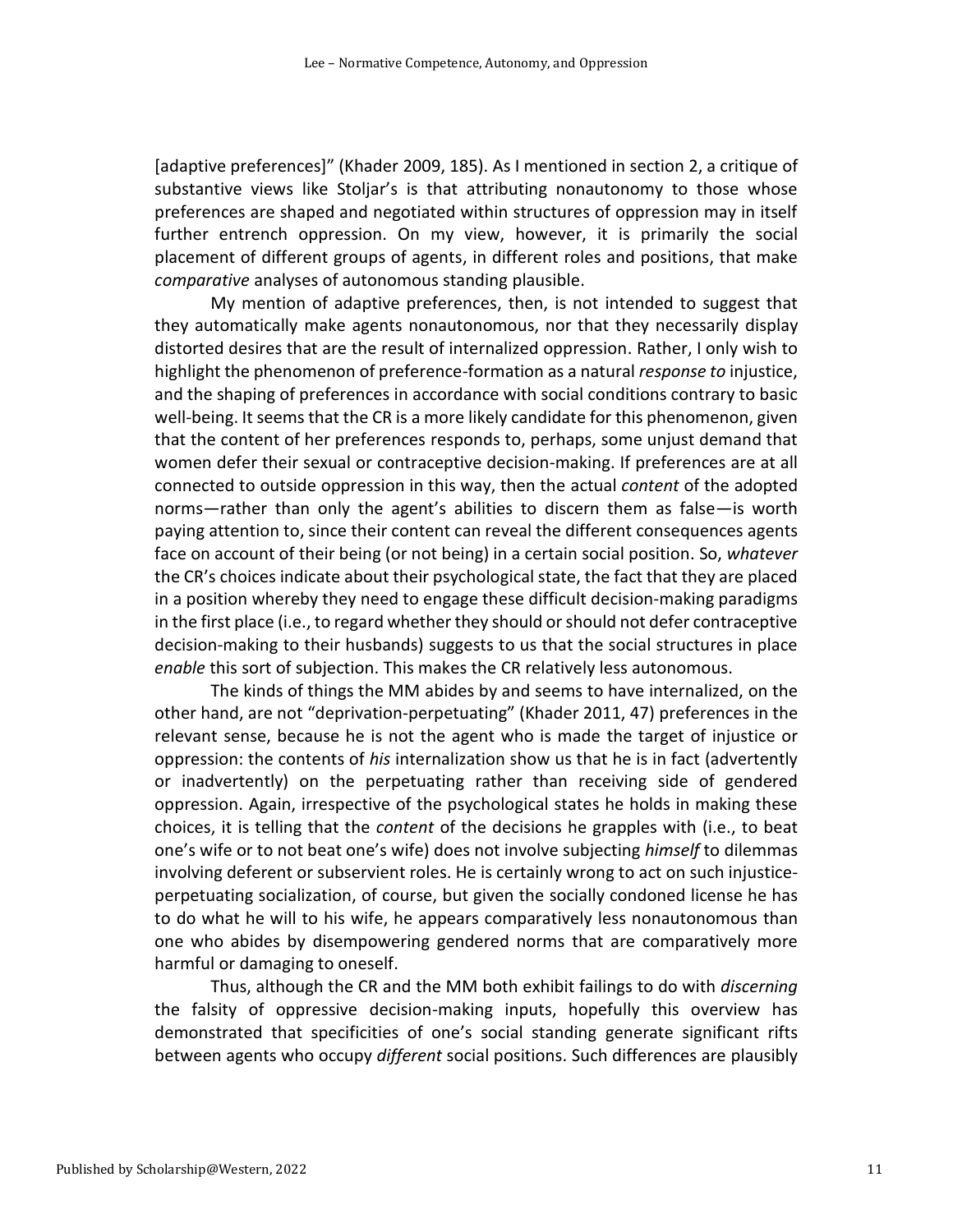[adaptive preferences]" (Khader 2009, 185). As I mentioned in section 2, a critique of substantive views like Stoljar's is that attributing nonautonomy to those whose preferences are shaped and negotiated within structures of oppression may in itself further entrench oppression. On my view, however, it is primarily the social placement of different groups of agents, in different roles and positions, that make *comparative* analyses of autonomous standing plausible.

My mention of adaptive preferences, then, is not intended to suggest that they automatically make agents nonautonomous, nor that they necessarily display distorted desires that are the result of internalized oppression. Rather, I only wish to highlight the phenomenon of preference-formation as a natural *response to* injustice, and the shaping of preferences in accordance with social conditions contrary to basic well-being. It seems that the CR is a more likely candidate for this phenomenon, given that the content of her preferences responds to, perhaps, some unjust demand that women defer their sexual or contraceptive decision-making. If preferences are at all connected to outside oppression in this way, then the actual *content* of the adopted norms—rather than only the agent's abilities to discern them as false—is worth paying attention to, since their content can reveal the different consequences agents face on account of their being (or not being) in a certain social position. So, *whatever* the CR's choices indicate about their psychological state, the fact that they are placed in a position whereby they need to engage these difficult decision-making paradigms in the first place (i.e., to regard whether they should or should not defer contraceptive decision-making to their husbands) suggests to us that the social structures in place *enable* this sort of subjection. This makes the CR relatively less autonomous.

The kinds of things the MM abides by and seems to have internalized, on the other hand, are not "deprivation-perpetuating" (Khader 2011, 47) preferences in the relevant sense, because he is not the agent who is made the target of injustice or oppression: the contents of *his* internalization show us that he is in fact (advertently or inadvertently) on the perpetuating rather than receiving side of gendered oppression. Again, irrespective of the psychological states he holds in making these choices, it is telling that the *content* of the decisions he grapples with (i.e., to beat one's wife or to not beat one's wife) does not involve subjecting *himself* to dilemmas involving deferent or subservient roles. He is certainly wrong to act on such injustice-perpetuating socialization, of course, but given the socially condoned license he has to do what he will to his wife, he appears comparatively less nonautonomous than one who abides by disempowering gendered norms that are comparatively more harmful or damaging to oneself.

Thus, although the CR and the MM both exhibit failings to do with *discerning* the falsity of oppressive decision-making inputs, hopefully this overview has demonstrated that specificities of one's social standing generate significant rifts between agents who occupy *different* social positions. Such differences are plausibly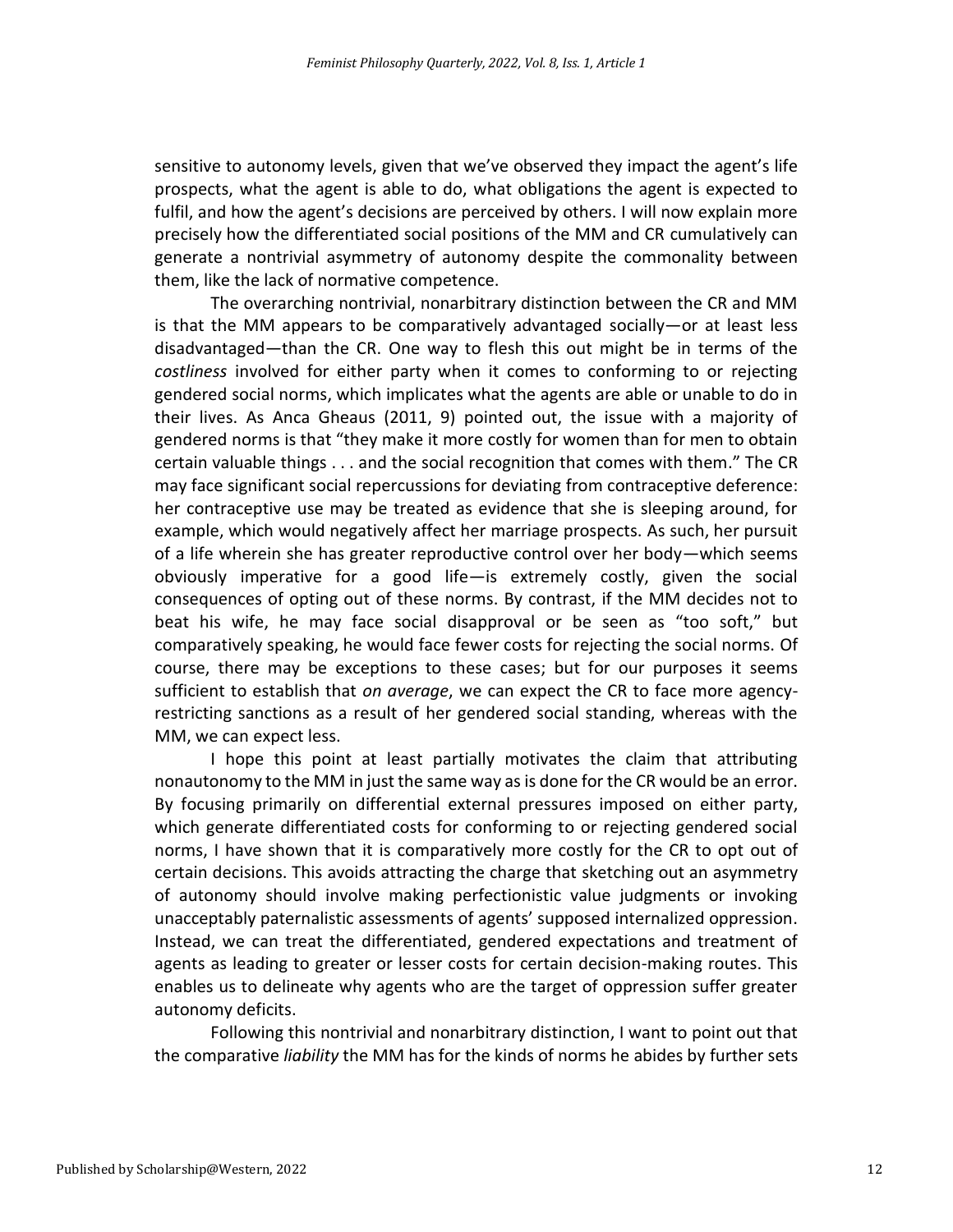sensitive to autonomy levels, given that we've observed they impact the agent's life prospects, what the agent is able to do, what obligations the agent is expected to fulfil, and how the agent's decisions are perceived by others. I will now explain more precisely how the differentiated social positions of the MM and CR cumulatively can generate a nontrivial asymmetry of autonomy despite the commonality between them, like the lack of normative competence.

The overarching nontrivial, nonarbitrary distinction between the CR and MM is that the MM appears to be comparatively advantaged socially—or at least less disadvantaged—than the CR. One way to flesh this out might be in terms of the *costliness* involved for either party when it comes to conforming to or rejecting gendered social norms, which implicates what the agents are able or unable to do in their lives. As Anca Gheaus (2011, 9) pointed out, the issue with a majority of gendered norms is that "they make it more costly for women than for men to obtain certain valuable things . . . and the social recognition that comes with them." The CR may face significant social repercussions for deviating from contraceptive deference: her contraceptive use may be treated as evidence that she is sleeping around, for example, which would negatively affect her marriage prospects. As such, her pursuit of a life wherein she has greater reproductive control over her body—which seems obviously imperative for a good life—is extremely costly, given the social consequences of opting out of these norms. By contrast, if the MM decides not to beat his wife, he may face social disapproval or be seen as "too soft," but comparatively speaking, he would face fewer costs for rejecting the social norms. Of course, there may be exceptions to these cases; but for our purposes it seems sufficient to establish that *on average*, we can expect the CR to face more agency-restricting sanctions as a result of her gendered social standing, whereas with the MM, we can expect less.

I hope this point at least partially motivates the claim that attributing nonautonomy to the MM in just the same way as is done for the CR would be an error. By focusing primarily on differential external pressures imposed on either party, which generate differentiated costs for conforming to or rejecting gendered social norms, I have shown that it is comparatively more costly for the CR to opt out of certain decisions. This avoids attracting the charge that sketching out an asymmetry of autonomy should involve making perfectionistic value judgments or invoking unacceptably paternalistic assessments of agents' supposed internalized oppression. Instead, we can treat the differentiated, gendered expectations and treatment of agents as leading to greater or lesser costs for certain decision-making routes. This enables us to delineate why agents who are the target of oppression suffer greater autonomy deficits.

Following this nontrivial and nonarbitrary distinction, I want to point out that the comparative *liability* the MM has for the kinds of norms he abides by further sets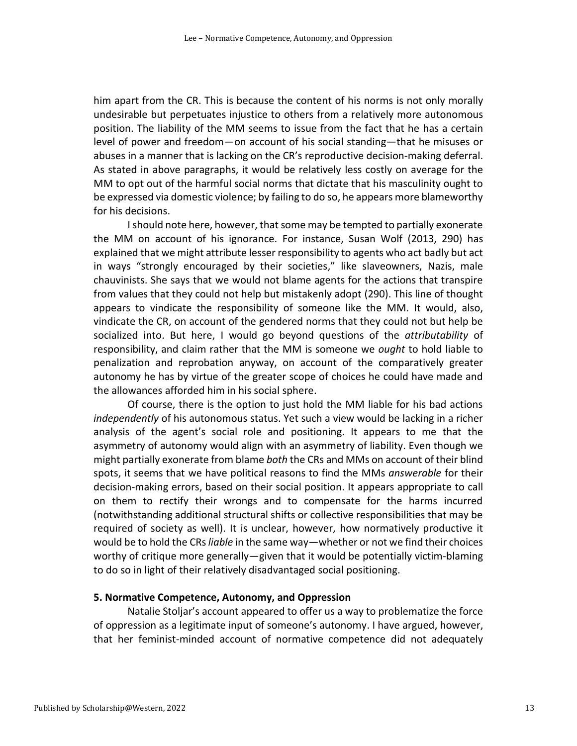him apart from the CR. This is because the content of his norms is not only morally undesirable but perpetuates injustice to others from a relatively more autonomous position. The liability of the MM seems to issue from the fact that he has a certain level of power and freedom—on account of his social standing—that he misuses or abuses in a manner that is lacking on the CR's reproductive decision-making deferral. As stated in above paragraphs, it would be relatively less costly on average for the MM to opt out of the harmful social norms that dictate that his masculinity ought to be expressed via domestic violence; by failing to do so, he appears more blameworthy for his decisions.

I should note here, however, that some may be tempted to partially exonerate the MM on account of his ignorance. For instance, Susan Wolf (2013, 290) has explained that we might attribute lesser responsibility to agents who act badly but act in ways "strongly encouraged by their societies," like slaveowners, Nazis, male chauvinists. She says that we would not blame agents for the actions that transpire from values that they could not help but mistakenly adopt (290). This line of thought appears to vindicate the responsibility of someone like the MM. It would, also, vindicate the CR, on account of the gendered norms that they could not but help be socialized into. But here, I would go beyond questions of the *attributability* of responsibility, and claim rather that the MM is someone we *ought* to hold liable to penalization and reprobation anyway, on account of the comparatively greater autonomy he has by virtue of the greater scope of choices he could have made and the allowances afforded him in his social sphere.

Of course, there is the option to just hold the MM liable for his bad actions *independently* of his autonomous status. Yet such a view would be lacking in a richer analysis of the agent's social role and positioning. It appears to me that the asymmetry of autonomy would align with an asymmetry of liability. Even though we might partially exonerate from blame *both* the CRs and MMs on account of their blind spots, it seems that we have political reasons to find the MMs *answerable* for their decision-making errors, based on their social position. It appears appropriate to call on them to rectify their wrongs and to compensate for the harms incurred (notwithstanding additional structural shifts or collective responsibilities that may be required of society as well). It is unclear, however, how normatively productive it would be to hold the CRs *liable* in the same way—whether or not we find their choices worthy of critique more generally—given that it would be potentially victim-blaming to do so in light of their relatively disadvantaged social positioning.

## 5. Normative Competence, Autonomy, and Oppression

Natalie Stoljar's account appeared to offer us a way to problematize the force of oppression as a legitimate input of someone's autonomy. I have argued, however, that her feminist-minded account of normative competence did not adequately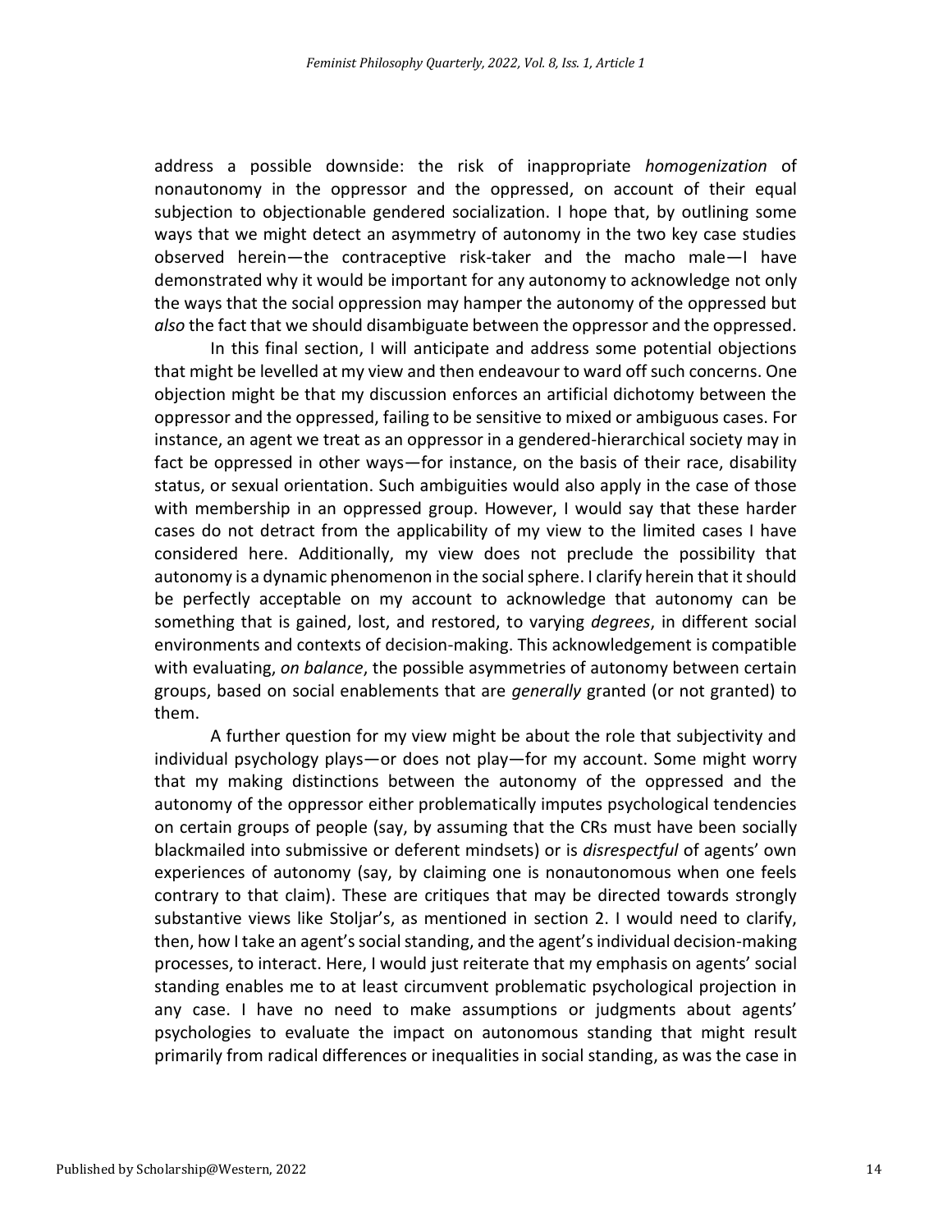address a possible downside: the risk of inappropriate *homogenization* of nonautonomy in the oppressor and the oppressed, on account of their equal subjection to objectionable gendered socialization. I hope that, by outlining some ways that we might detect an asymmetry of autonomy in the two key case studies observed herein—the contraceptive risk-taker and the macho male—I have demonstrated why it would be important for any autonomy to acknowledge not only the ways that the social oppression may hamper the autonomy of the oppressed but *also* the fact that we should disambiguate between the oppressor and the oppressed.

In this final section, I will anticipate and address some potential objections that might be levelled at my view and then endeavour to ward off such concerns. One objection might be that my discussion enforces an artificial dichotomy between the oppressor and the oppressed, failing to be sensitive to mixed or ambiguous cases. For instance, an agent we treat as an oppressor in a gendered-hierarchical society may in fact be oppressed in other ways—for instance, on the basis of their race, disability status, or sexual orientation. Such ambiguities would also apply in the case of those with membership in an oppressed group. However, I would say that these harder cases do not detract from the applicability of my view to the limited cases I have considered here. Additionally, my view does not preclude the possibility that autonomy is a dynamic phenomenon in the social sphere. I clarify herein that it should be perfectly acceptable on my account to acknowledge that autonomy can be something that is gained, lost, and restored, to varying *degrees*, in different social environments and contexts of decision-making. This acknowledgement is compatible with evaluating, *on balance*, the possible asymmetries of autonomy between certain groups, based on social enablements that are *generally* granted (or not granted) to them.

A further question for my view might be about the role that subjectivity and individual psychology plays—or does not play—for my account. Some might worry that my making distinctions between the autonomy of the oppressed and the autonomy of the oppressor either problematically imputes psychological tendencies on certain groups of people (say, by assuming that the CRs must have been socially blackmailed into submissive or deferent mindsets) or is *disrespectful* of agents' own experiences of autonomy (say, by claiming one is nonautonomous when one feels contrary to that claim). These are critiques that may be directed towards strongly substantive views like Stoljar's, as mentioned in section 2. I would need to clarify, then, how I take an agent's social standing, and the agent's individual decision-making processes, to interact. Here, I would just reiterate that my emphasis on agents' social standing enables me to at least circumvent problematic psychological projection in any case. I have no need to make assumptions or judgments about agents' psychologies to evaluate the impact on autonomous standing that might result primarily from radical differences or inequalities in social standing, as was the case in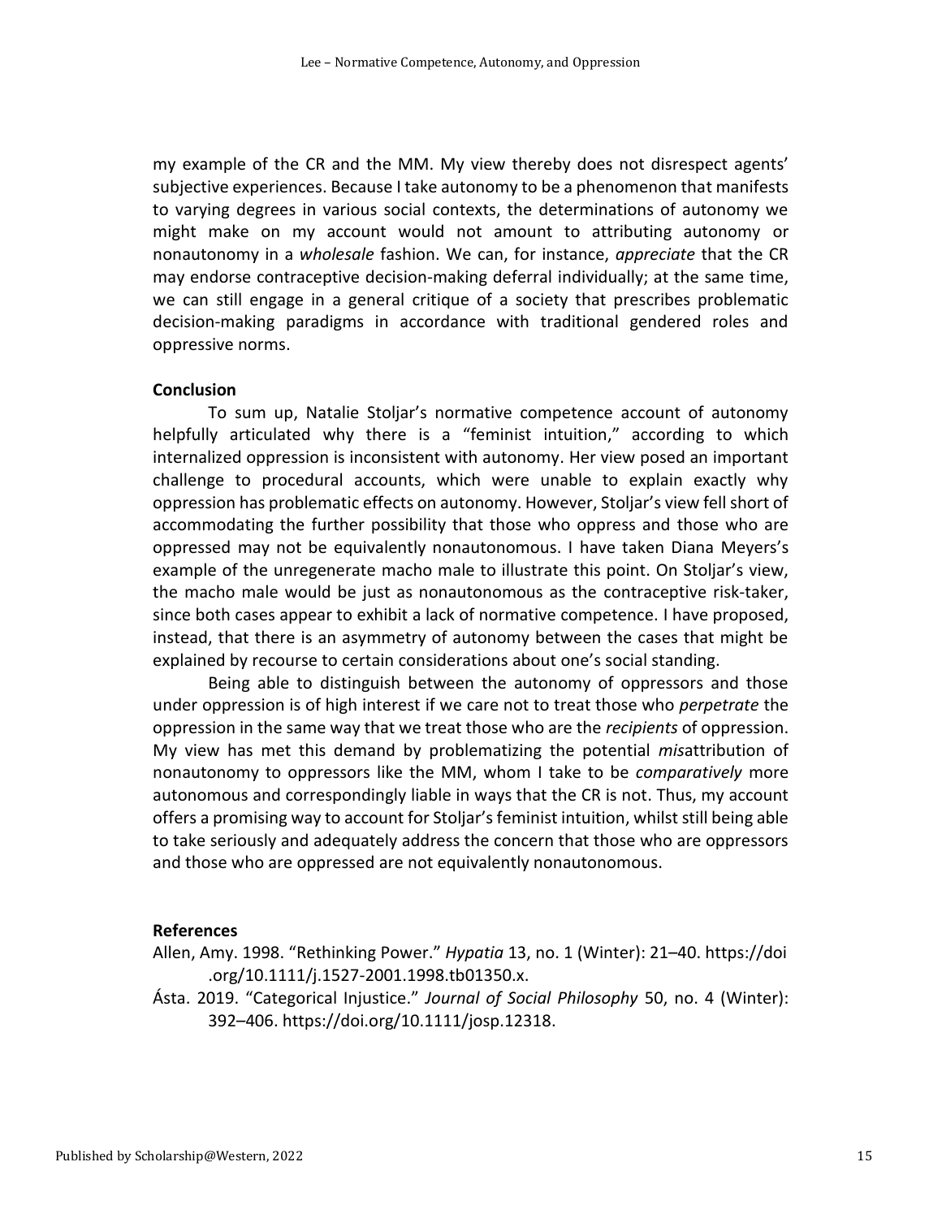my example of the CR and the MM. My view thereby does not disrespect agents' subjective experiences. Because I take autonomy to be a phenomenon that manifests to varying degrees in various social contexts, the determinations of autonomy we might make on my account would not amount to attributing autonomy or nonautonomy in a *wholesale* fashion. We can, for instance, *appreciate* that the CR may endorse contraceptive decision-making deferral individually; at the same time, we can still engage in a general critique of a society that prescribes problematic decision-making paradigms in accordance with traditional gendered roles and oppressive norms.

## Conclusion

To sum up, Natalie Stoljar's normative competence account of autonomy helpfully articulated why there is a "feminist intuition," according to which internalized oppression is inconsistent with autonomy. Her view posed an important challenge to procedural accounts, which were unable to explain exactly why oppression has problematic effects on autonomy. However, Stoljar's view fell short of accommodating the further possibility that those who oppress and those who are oppressed may not be equivalently nonautonomous. I have taken Diana Meyers's example of the unregenerate macho male to illustrate this point. On Stoljar's view, the macho male would be just as nonautonomous as the contraceptive risk-taker, since both cases appear to exhibit a lack of normative competence. I have proposed, instead, that there is an asymmetry of autonomy between the cases that might be explained by recourse to certain considerations about one's social standing.

Being able to distinguish between the autonomy of oppressors and those under oppression is of high interest if we care not to treat those who *perpetrate* the oppression in the same way that we treat those who are the *recipients* of oppression. My view has met this demand by problematizing the potential *mis*attribution of nonautonomy to oppressors like the MM, whom I take to be *comparatively* more autonomous and correspondingly liable in ways that the CR is not. Thus, my account offers a promising way to account for Stoljar's feminist intuition, whilst still being able to take seriously and adequately address the concern that those who are oppressors and those who are oppressed are not equivalently nonautonomous.

## References

Allen, Amy. 1998. "Rethinking Power." *Hypatia* 13, no. 1 (Winter): 21–40. https://doi.org/10.1111/j.1527-2001.1998.tb01350.x.

Ásta. 2019. "Categorical Injustice." *Journal of Social Philosophy* 50, no. 4 (Winter): 392–406. https://doi.org/10.1111/josp.12318.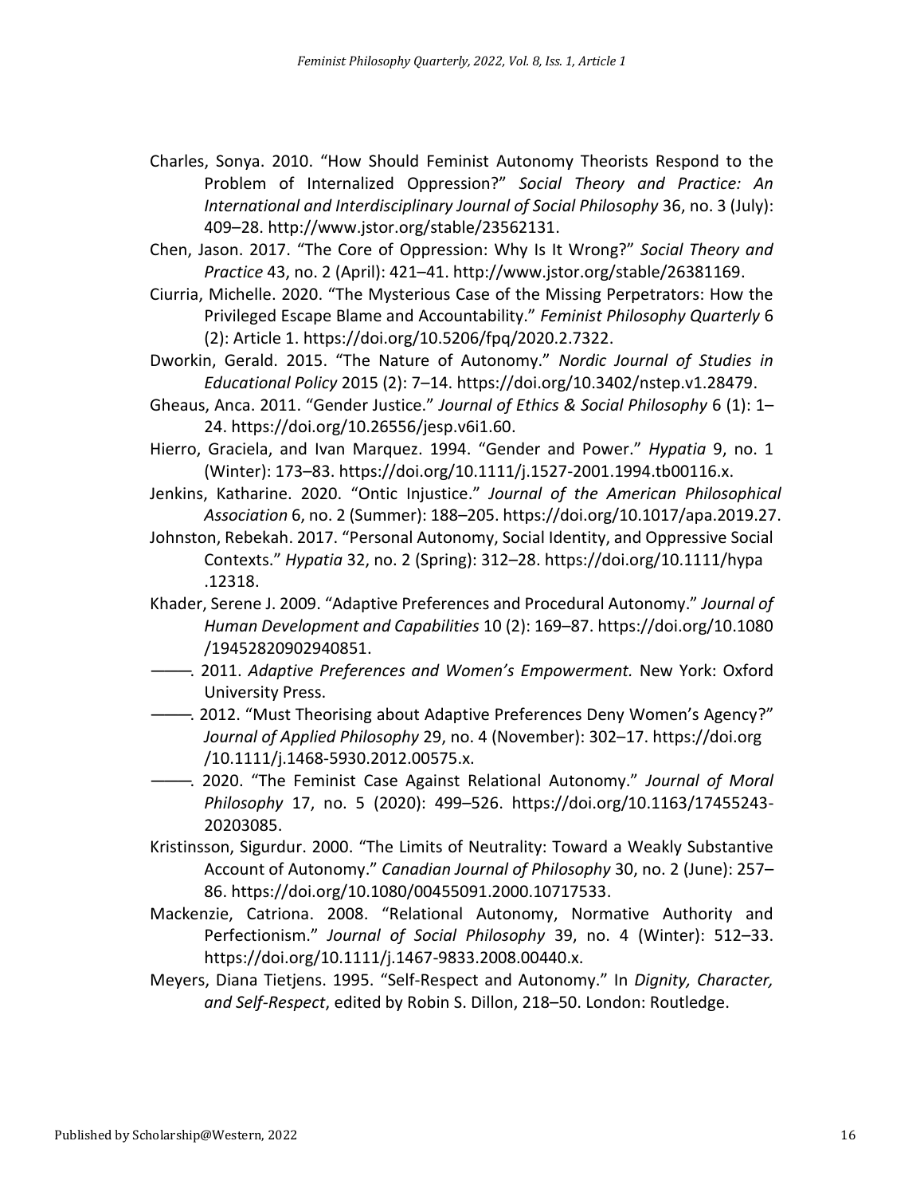Charles, Sonya. 2010. “How Should Feminist Autonomy Theorists Respond to the Problem of Internalized Oppression?” *Social Theory and Practice: An International and Interdisciplinary Journal of Social Philosophy* 36, no. 3 (July): 409–28. http://www.jstor.org/stable/23562131.

Chen, Jason. 2017. “The Core of Oppression: Why Is It Wrong?” *Social Theory and Practice* 43, no. 2 (April): 421–41. http://www.jstor.org/stable/26381169.

Ciurria, Michelle. 2020. “The Mysterious Case of the Missing Perpetrators: How the Privileged Escape Blame and Accountability.” *Feminist Philosophy Quarterly* 6 (2): Article 1. https://doi.org/10.5206/fpq/2020.2.7322.

Dworkin, Gerald. 2015. “The Nature of Autonomy.” *Nordic Journal of Studies in Educational Policy* 2015 (2): 7–14. https://doi.org/10.3402/nstep.v1.28479.

Gheaus, Anca. 2011. “Gender Justice.” *Journal of Ethics & Social Philosophy* 6 (1): 1–24. https://doi.org/10.26556/jesp.v6i1.60.

Hierro, Graciela, and Ivan Marquez. 1994. “Gender and Power.” *Hypatia* 9, no. 1 (Winter): 173–83. https://doi.org/10.1111/j.1527-2001.1994.tb00116.x.

Jenkins, Katharine. 2020. “Ontic Injustice.” *Journal of the American Philosophical Association* 6, no. 2 (Summer): 188–205. https://doi.org/10.1017/apa.2019.27.

Johnston, Rebekah. 2017. “Personal Autonomy, Social Identity, and Oppressive Social Contexts.” *Hypatia* 32, no. 2 (Spring): 312–28. https://doi.org/10.1111/hypa.12318.

Khader, Serene J. 2009. “Adaptive Preferences and Procedural Autonomy.” *Journal of Human Development and Capabilities* 10 (2): 169–87. https://doi.org/10.1080/19452820902940851.

———. 2011. *Adaptive Preferences and Women’s Empowerment.* New York: Oxford University Press.

———. 2012. “Must Theorising about Adaptive Preferences Deny Women’s Agency?” *Journal of Applied Philosophy* 29, no. 4 (November): 302–17. https://doi.org/10.1111/j.1468-5930.2012.00575.x.

———. 2020. “The Feminist Case Against Relational Autonomy.” *Journal of Moral Philosophy* 17, no. 5 (2020): 499–526. https://doi.org/10.1163/17455243-20203085.

Kristinsson, Sigurdur. 2000. “The Limits of Neutrality: Toward a Weakly Substantive Account of Autonomy.” *Canadian Journal of Philosophy* 30, no. 2 (June): 257–86. https://doi.org/10.1080/00455091.2000.10717533.

Mackenzie, Catriona. 2008. “Relational Autonomy, Normative Authority and Perfectionism.” *Journal of Social Philosophy* 39, no. 4 (Winter): 512–33. https://doi.org/10.1111/j.1467-9833.2008.00440.x.

Meyers, Diana Tietjens. 1995. “Self-Respect and Autonomy.” In *Dignity, Character, and Self-Respect*, edited by Robin S. Dillon, 218–50. London: Routledge.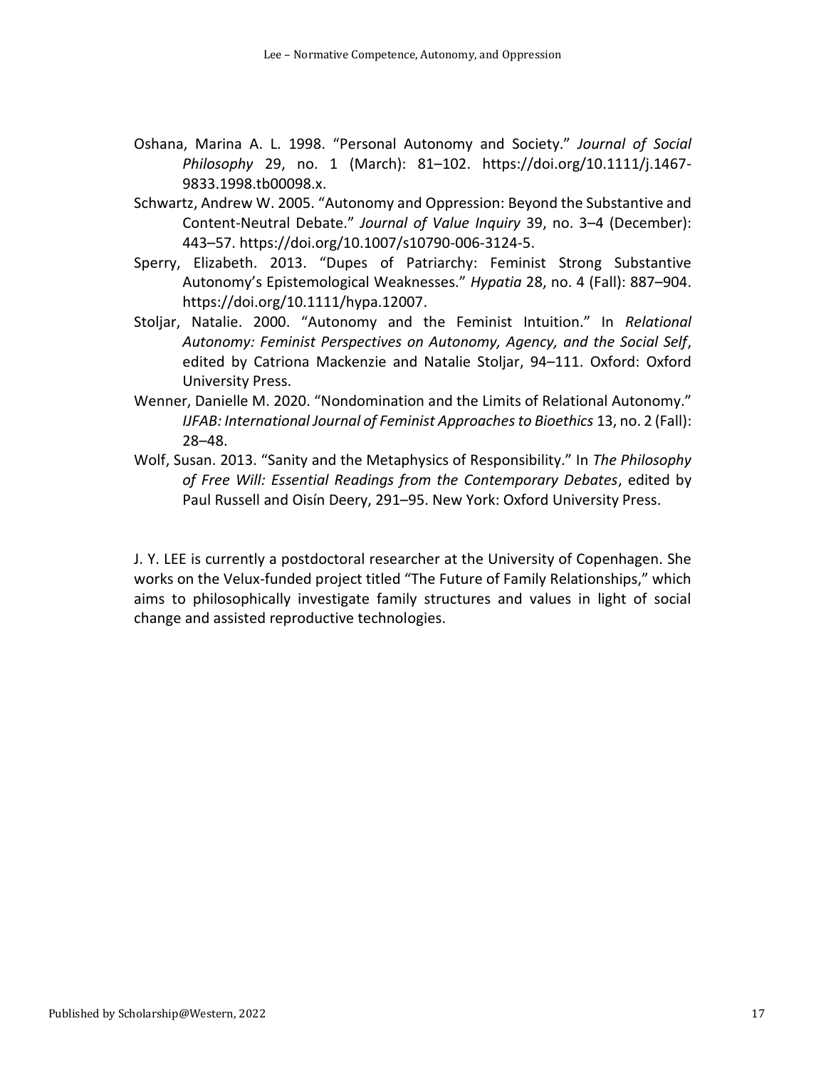Oshana, Marina A. L. 1998. "Personal Autonomy and Society." *Journal of Social Philosophy* 29, no. 1 (March): 81–102. https://doi.org/10.1111/j.1467-9833.1998.tb00098.x.

Schwartz, Andrew W. 2005. "Autonomy and Oppression: Beyond the Substantive and Content-Neutral Debate." *Journal of Value Inquiry* 39, no. 3–4 (December): 443–57. https://doi.org/10.1007/s10790-006-3124-5.

Sperry, Elizabeth. 2013. "Dupes of Patriarchy: Feminist Strong Substantive Autonomy's Epistemological Weaknesses." *Hypatia* 28, no. 4 (Fall): 887–904. https://doi.org/10.1111/hypa.12007.

Stoljar, Natalie. 2000. "Autonomy and the Feminist Intuition." In *Relational Autonomy: Feminist Perspectives on Autonomy, Agency, and the Social Self*, edited by Catriona Mackenzie and Natalie Stoljar, 94–111. Oxford: Oxford University Press.

Wenner, Danielle M. 2020. "Nondomination and the Limits of Relational Autonomy." *IJFAB: International Journal of Feminist Approaches to Bioethics* 13, no. 2 (Fall): 28–48.

Wolf, Susan. 2013. "Sanity and the Metaphysics of Responsibility." In *The Philosophy of Free Will: Essential Readings from the Contemporary Debates*, edited by Paul Russell and Oisín Deery, 291–95. New York: Oxford University Press.

J. Y. LEE is currently a postdoctoral researcher at the University of Copenhagen. She works on the Velux-funded project titled "The Future of Family Relationships," which aims to philosophically investigate family structures and values in light of social change and assisted reproductive technologies.